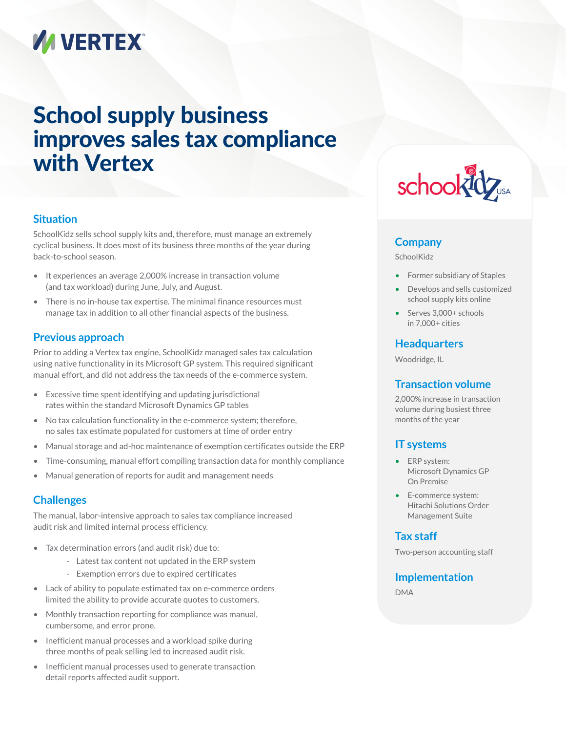VERTEX

# School supply business improves sales tax compliance with Vertex

## Situation

SchoolKidz sells school supply kits and, therefore, must manage an extremely cyclical business. It does most of its business three months of the year during back-to-school season.

- It experiences an average 2,000% increase in transaction volume (and tax workload) during June, July, and August.
- There is no in-house tax expertise. The minimal finance resources must manage tax in addition to all other financial aspects of the business.

## Previous approach

Prior to adding a Vertex tax engine, SchoolKidz managed sales tax calculation using native functionality in its Microsoft GP system. This required significant manual effort, and did not address the tax needs of the e-commerce system.

- Excessive time spent identifying and updating jurisdictional rates within the standard Microsoft Dynamics GP tables
- No tax calculation functionality in the e-commerce system; therefore, no sales tax estimate populated for customers at time of order entry
- Manual storage and ad-hoc maintenance of exemption certificates outside the ERP
- Time-consuming, manual effort compiling transaction data for monthly compliance
- Manual generation of reports for audit and management needs

## Challenges

The manual, labor-intensive approach to sales tax compliance increased audit risk and limited internal process efficiency.

- Tax determination errors (and audit risk) due to:
  - Latest tax content not updated in the ERP system
  - Exemption errors due to expired certificates
- Lack of ability to populate estimated tax on e-commerce orders limited the ability to provide accurate quotes to customers.
- Monthly transaction reporting for compliance was manual, cumbersome, and error prone.
- Inefficient manual processes and a workload spike during three months of peak selling led to increased audit risk.
- Inefficient manual processes used to generate transaction detail reports affected audit support.

schoolkidz USA

### Company

SchoolKidz

- Former subsidiary of Staples
- Develops and sells customized school supply kits online
- Serves 3,000+ schools in 7,000+ cities

### Headquarters

Woodridge, IL

### Transaction volume

2,000% increase in transaction volume during busiest three months of the year

### IT systems

- ERP system: Microsoft Dynamics GP On Premise
- E-commerce system: Hitachi Solutions Order Management Suite

### Tax staff

Two-person accounting staff

### Implementation

DMA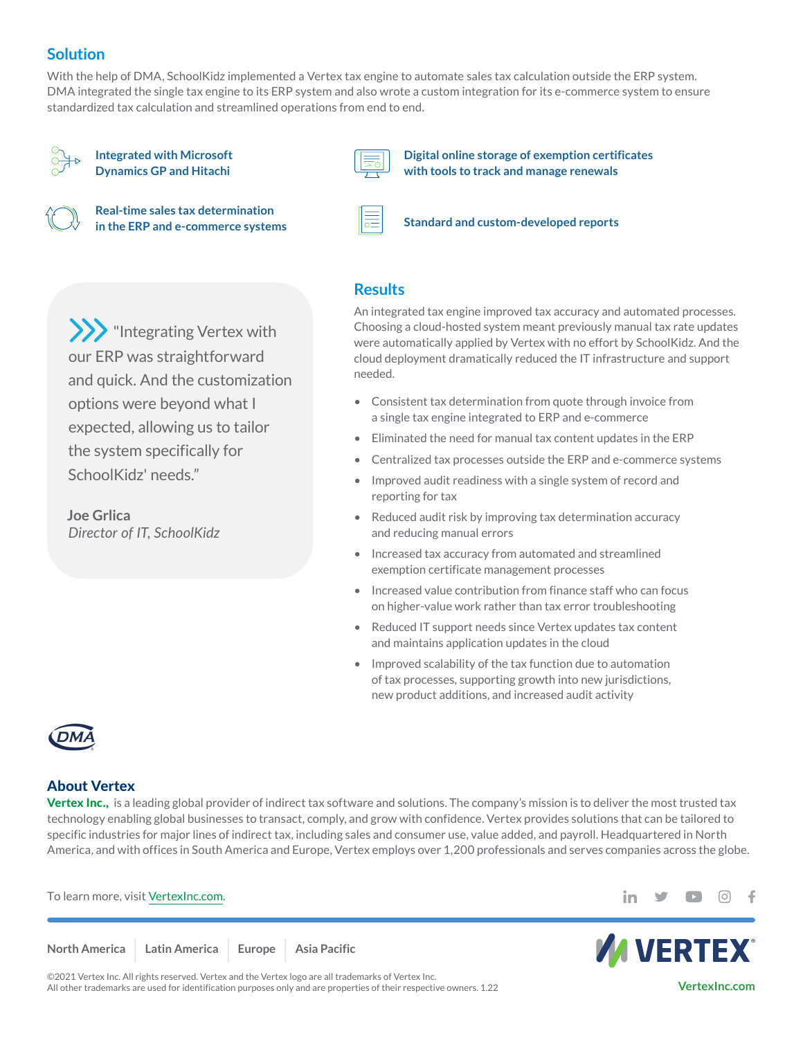## Solution

With the help of DMA, SchoolKidz implemented a Vertex tax engine to automate sales tax calculation outside the ERP system. DMA integrated the single tax engine to its ERP system and also wrote a custom integration for its e-commerce system to ensure standardized tax calculation and streamlined operations from end to end.

**Integrated with Microsoft Dynamics GP and Hitachi**

**Digital online storage of exemption certificates with tools to track and manage renewals**

**Real-time sales tax determination in the ERP and e-commerce systems**

**Standard and custom-developed reports**

"Integrating Vertex with our ERP was straightforward and quick. And the customization options were beyond what I expected, allowing us to tailor the system specifically for SchoolKidz' needs."

**Joe Grlica**
*Director of IT, SchoolKidz*

## Results

An integrated tax engine improved tax accuracy and automated processes. Choosing a cloud-hosted system meant previously manual tax rate updates were automatically applied by Vertex with no effort by SchoolKidz. And the cloud deployment dramatically reduced the IT infrastructure and support needed.

- Consistent tax determination from quote through invoice from a single tax engine integrated to ERP and e-commerce
- Eliminated the need for manual tax content updates in the ERP
- Centralized tax processes outside the ERP and e-commerce systems
- Improved audit readiness with a single system of record and reporting for tax
- Reduced audit risk by improving tax determination accuracy and reducing manual errors
- Increased tax accuracy from automated and streamlined exemption certificate management processes
- Increased value contribution from finance staff who can focus on higher-value work rather than tax error troubleshooting
- Reduced IT support needs since Vertex updates tax content and maintains application updates in the cloud
- Improved scalability of the tax function due to automation of tax processes, supporting growth into new jurisdictions, new product additions, and increased audit activity

DMA

## About Vertex

**Vertex Inc.,** is a leading global provider of indirect tax software and solutions. The company's mission is to deliver the most trusted tax technology enabling global businesses to transact, comply, and grow with confidence. Vertex provides solutions that can be tailored to specific industries for major lines of indirect tax, including sales and consumer use, value added, and payroll. Headquartered in North America, and with offices in South America and Europe, Vertex employs over 1,200 professionals and serves companies across the globe.

To learn more, visit VertexInc.com.

North America | Latin America | Europe | Asia Pacific

VERTEX

©2021 Vertex Inc. All rights reserved. Vertex and the Vertex logo are all trademarks of Vertex Inc.
All other trademarks are used for identification purposes only and are properties of their respective owners. 1.22

VertexInc.com